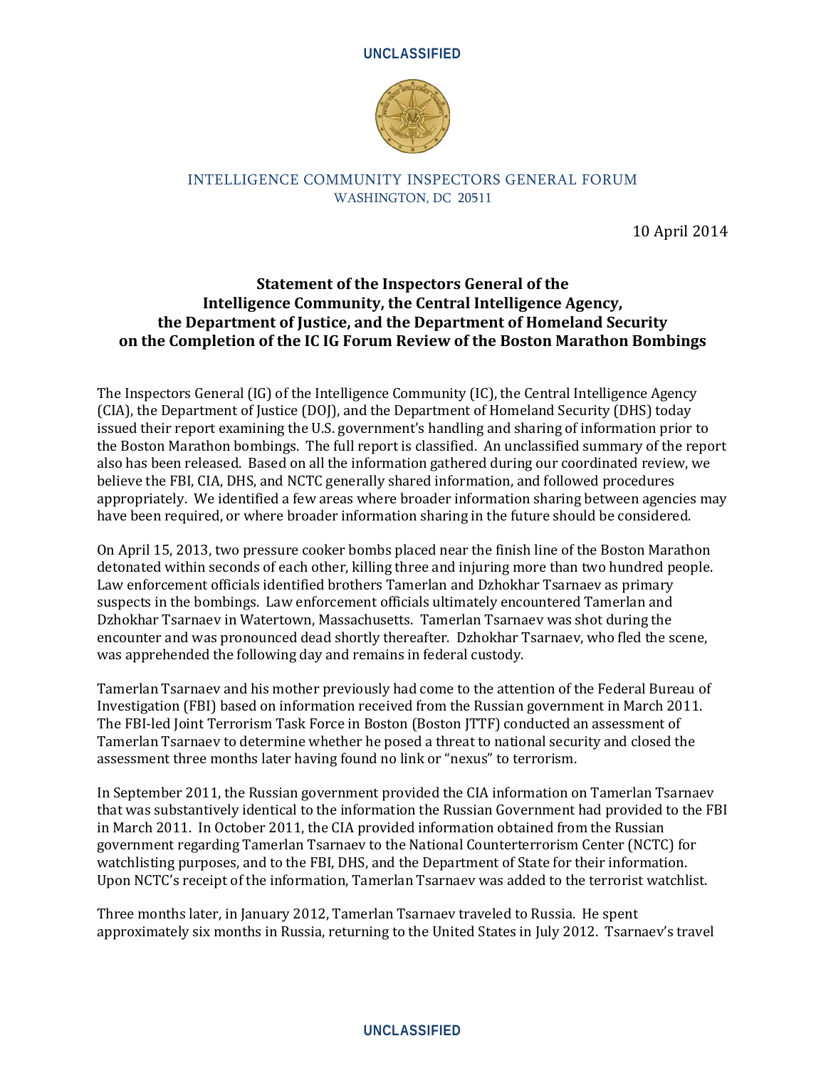INTELLIGENCE COMMUNITY INSPECTORS GENERAL FORUM
WASHINGTON, DC 20511

10 April 2014

# Statement of the Inspectors General of the Intelligence Community, the Central Intelligence Agency, the Department of Justice, and the Department of Homeland Security on the Completion of the IC IG Forum Review of the Boston Marathon Bombings

The Inspectors General (IG) of the Intelligence Community (IC), the Central Intelligence Agency (CIA), the Department of Justice (DOJ), and the Department of Homeland Security (DHS) today issued their report examining the U.S. government's handling and sharing of information prior to the Boston Marathon bombings. The full report is classified. An unclassified summary of the report also has been released. Based on all the information gathered during our coordinated review, we believe the FBI, CIA, DHS, and NCTC generally shared information, and followed procedures appropriately. We identified a few areas where broader information sharing between agencies may have been required, or where broader information sharing in the future should be considered.

On April 15, 2013, two pressure cooker bombs placed near the finish line of the Boston Marathon detonated within seconds of each other, killing three and injuring more than two hundred people. Law enforcement officials identified brothers Tamerlan and Dzhokhar Tsarnaev as primary suspects in the bombings. Law enforcement officials ultimately encountered Tamerlan and Dzhokhar Tsarnaev in Watertown, Massachusetts. Tamerlan Tsarnaev was shot during the encounter and was pronounced dead shortly thereafter. Dzhokhar Tsarnaev, who fled the scene, was apprehended the following day and remains in federal custody.

Tamerlan Tsarnaev and his mother previously had come to the attention of the Federal Bureau of Investigation (FBI) based on information received from the Russian government in March 2011. The FBI-led Joint Terrorism Task Force in Boston (Boston JTTF) conducted an assessment of Tamerlan Tsarnaev to determine whether he posed a threat to national security and closed the assessment three months later having found no link or "nexus" to terrorism.

In September 2011, the Russian government provided the CIA information on Tamerlan Tsarnaev that was substantively identical to the information the Russian Government had provided to the FBI in March 2011. In October 2011, the CIA provided information obtained from the Russian government regarding Tamerlan Tsarnaev to the National Counterterrorism Center (NCTC) for watchlisting purposes, and to the FBI, DHS, and the Department of State for their information. Upon NCTC's receipt of the information, Tamerlan Tsarnaev was added to the terrorist watchlist.

Three months later, in January 2012, Tamerlan Tsarnaev traveled to Russia. He spent approximately six months in Russia, returning to the United States in July 2012. Tsarnaev's travel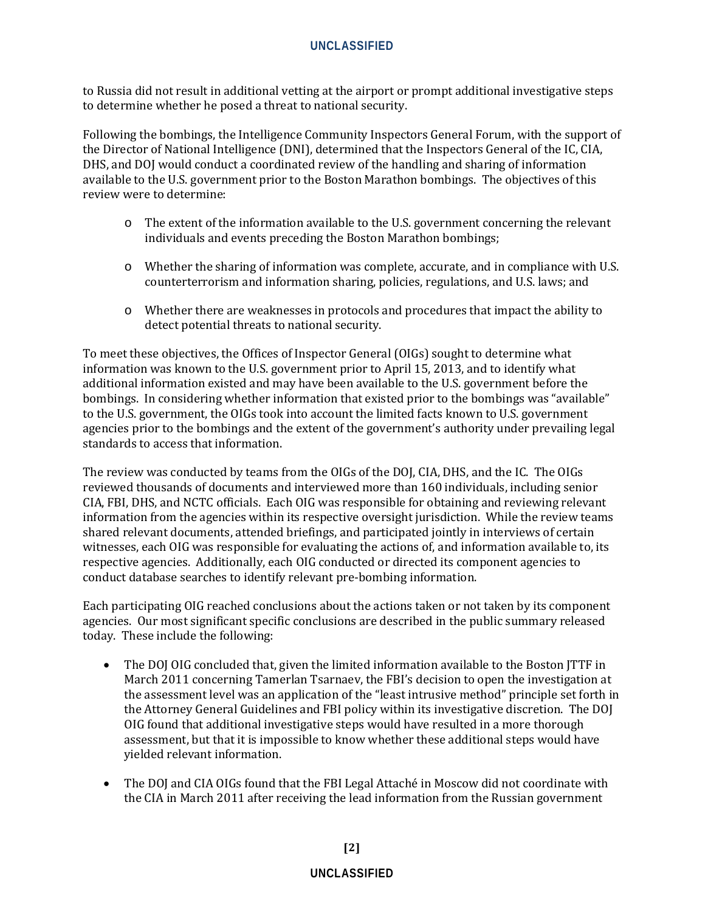to Russia did not result in additional vetting at the airport or prompt additional investigative steps to determine whether he posed a threat to national security.

Following the bombings, the Intelligence Community Inspectors General Forum, with the support of the Director of National Intelligence (DNI), determined that the Inspectors General of the IC, CIA, DHS, and DOJ would conduct a coordinated review of the handling and sharing of information available to the U.S. government prior to the Boston Marathon bombings. The objectives of this review were to determine:

- The extent of the information available to the U.S. government concerning the relevant individuals and events preceding the Boston Marathon bombings;
- Whether the sharing of information was complete, accurate, and in compliance with U.S. counterterrorism and information sharing, policies, regulations, and U.S. laws; and
- Whether there are weaknesses in protocols and procedures that impact the ability to detect potential threats to national security.

To meet these objectives, the Offices of Inspector General (OIGs) sought to determine what information was known to the U.S. government prior to April 15, 2013, and to identify what additional information existed and may have been available to the U.S. government before the bombings. In considering whether information that existed prior to the bombings was "available" to the U.S. government, the OIGs took into account the limited facts known to U.S. government agencies prior to the bombings and the extent of the government's authority under prevailing legal standards to access that information.

The review was conducted by teams from the OIGs of the DOJ, CIA, DHS, and the IC. The OIGs reviewed thousands of documents and interviewed more than 160 individuals, including senior CIA, FBI, DHS, and NCTC officials. Each OIG was responsible for obtaining and reviewing relevant information from the agencies within its respective oversight jurisdiction. While the review teams shared relevant documents, attended briefings, and participated jointly in interviews of certain witnesses, each OIG was responsible for evaluating the actions of, and information available to, its respective agencies. Additionally, each OIG conducted or directed its component agencies to conduct database searches to identify relevant pre-bombing information.

Each participating OIG reached conclusions about the actions taken or not taken by its component agencies. Our most significant specific conclusions are described in the public summary released today. These include the following:

- The DOJ OIG concluded that, given the limited information available to the Boston JTTF in March 2011 concerning Tamerlan Tsarnaev, the FBI's decision to open the investigation at the assessment level was an application of the "least intrusive method" principle set forth in the Attorney General Guidelines and FBI policy within its investigative discretion. The DOJ OIG found that additional investigative steps would have resulted in a more thorough assessment, but that it is impossible to know whether these additional steps would have yielded relevant information.
- The DOJ and CIA OIGs found that the FBI Legal Attaché in Moscow did not coordinate with the CIA in March 2011 after receiving the lead information from the Russian government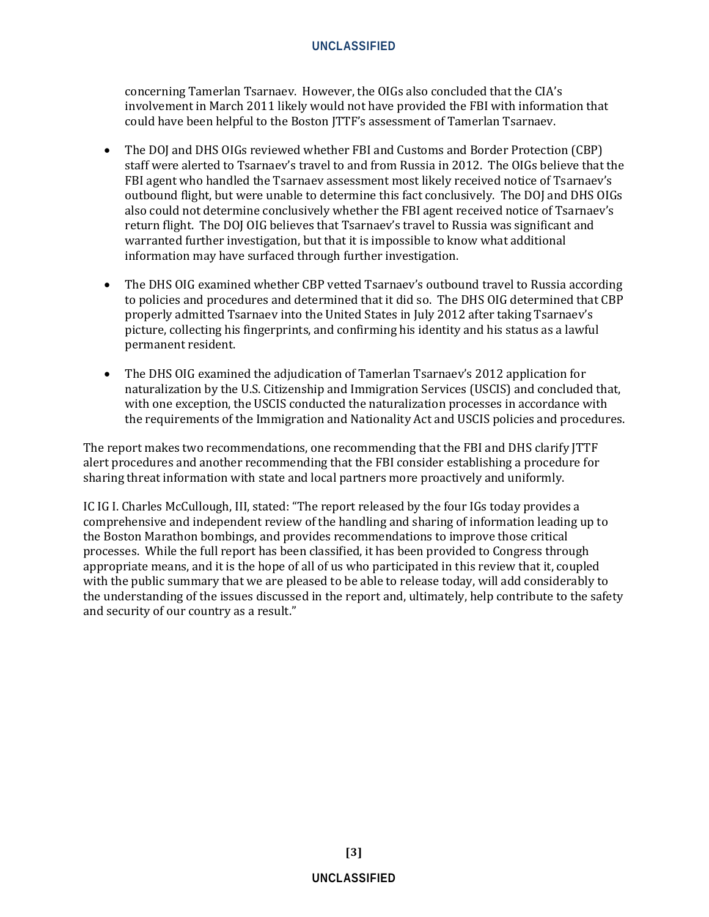concerning Tamerlan Tsarnaev. However, the OIGs also concluded that the CIA's involvement in March 2011 likely would not have provided the FBI with information that could have been helpful to the Boston JTTF's assessment of Tamerlan Tsarnaev.

- The DOJ and DHS OIGs reviewed whether FBI and Customs and Border Protection (CBP) staff were alerted to Tsarnaev's travel to and from Russia in 2012. The OIGs believe that the FBI agent who handled the Tsarnaev assessment most likely received notice of Tsarnaev's outbound flight, but were unable to determine this fact conclusively. The DOJ and DHS OIGs also could not determine conclusively whether the FBI agent received notice of Tsarnaev's return flight. The DOJ OIG believes that Tsarnaev's travel to Russia was significant and warranted further investigation, but that it is impossible to know what additional information may have surfaced through further investigation.

- The DHS OIG examined whether CBP vetted Tsarnaev's outbound travel to Russia according to policies and procedures and determined that it did so. The DHS OIG determined that CBP properly admitted Tsarnaev into the United States in July 2012 after taking Tsarnaev's picture, collecting his fingerprints, and confirming his identity and his status as a lawful permanent resident.

- The DHS OIG examined the adjudication of Tamerlan Tsarnaev's 2012 application for naturalization by the U.S. Citizenship and Immigration Services (USCIS) and concluded that, with one exception, the USCIS conducted the naturalization processes in accordance with the requirements of the Immigration and Nationality Act and USCIS policies and procedures.

The report makes two recommendations, one recommending that the FBI and DHS clarify JTTF alert procedures and another recommending that the FBI consider establishing a procedure for sharing threat information with state and local partners more proactively and uniformly.

IC IG I. Charles McCullough, III, stated: "The report released by the four IGs today provides a comprehensive and independent review of the handling and sharing of information leading up to the Boston Marathon bombings, and provides recommendations to improve those critical processes. While the full report has been classified, it has been provided to Congress through appropriate means, and it is the hope of all of us who participated in this review that it, coupled with the public summary that we are pleased to be able to release today, will add considerably to the understanding of the issues discussed in the report and, ultimately, help contribute to the safety and security of our country as a result."